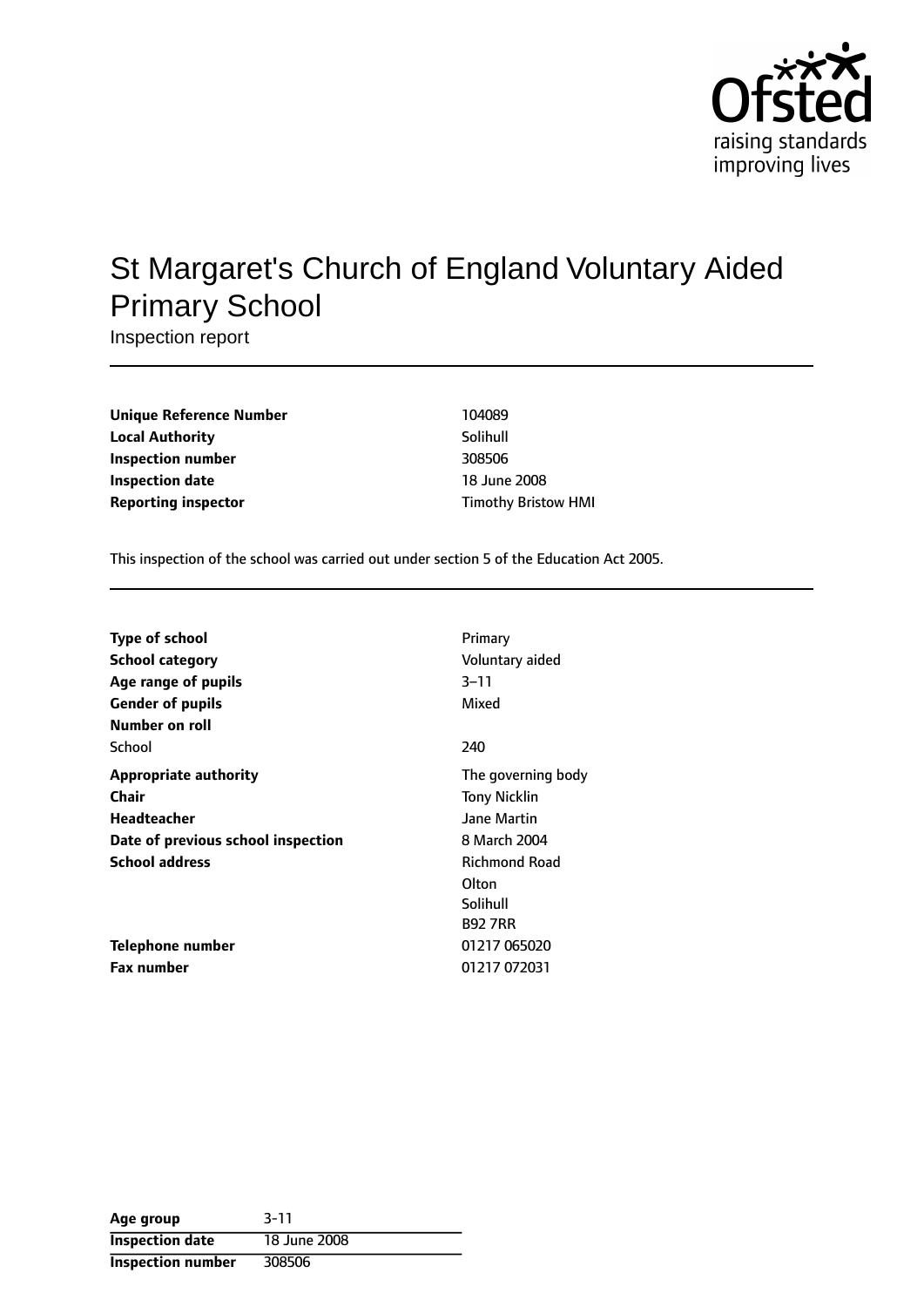# St Margaret's Church of England Voluntary Aided Primary School

Inspection report

| | |
|---|---|
| **Unique Reference Number** | 104089 |
| **Local Authority** | Solihull |
| **Inspection number** | 308506 |
| **Inspection date** | 18 June 2008 |
| **Reporting inspector** | Timothy Bristow HMI |

This inspection of the school was carried out under section 5 of the Education Act 2005.

| | |
|---|---|
| **Type of school** | Primary |
| **School category** | Voluntary aided |
| **Age range of pupils** | 3–11 |
| **Gender of pupils** | Mixed |
| **Number on roll** | |
| School | 240 |
| **Appropriate authority** | The governing body |
| **Chair** | Tony Nicklin |
| **Headteacher** | Jane Martin |
| **Date of previous school inspection** | 8 March 2004 |
| **School address** | Richmond Road<br>Olton<br>Solihull<br>B92 7RR |
| **Telephone number** | 01217 065020 |
| **Fax number** | 01217 072031 |

| | |
|---|---|
| **Age group** | 3-11 |
| **Inspection date** | 18 June 2008 |
| **Inspection number** | 308506 |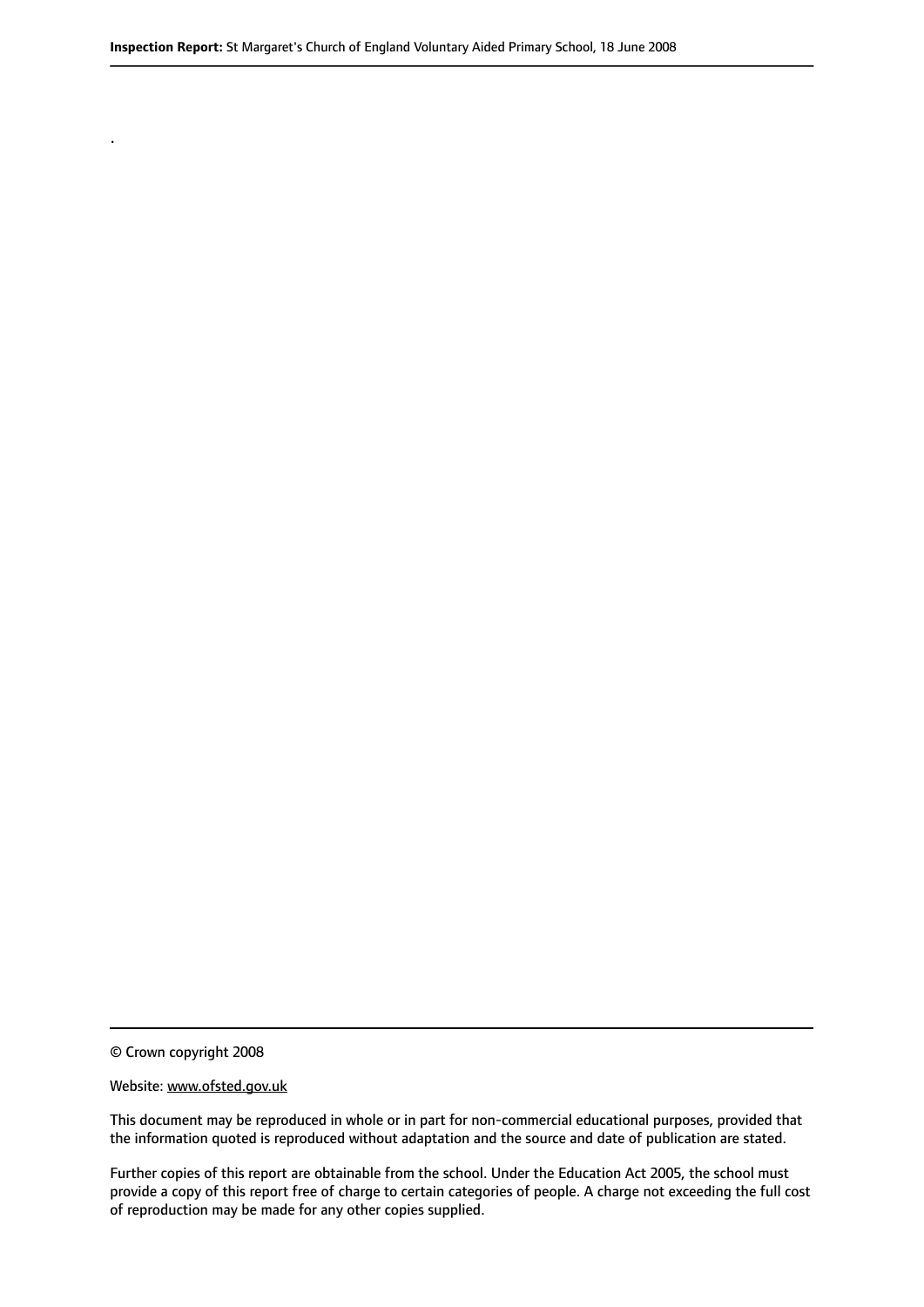.

© Crown copyright 2008

Website: www.ofsted.gov.uk

This document may be reproduced in whole or in part for non-commercial educational purposes, provided that the information quoted is reproduced without adaptation and the source and date of publication are stated.

Further copies of this report are obtainable from the school. Under the Education Act 2005, the school must provide a copy of this report free of charge to certain categories of people. A charge not exceeding the full cost of reproduction may be made for any other copies supplied.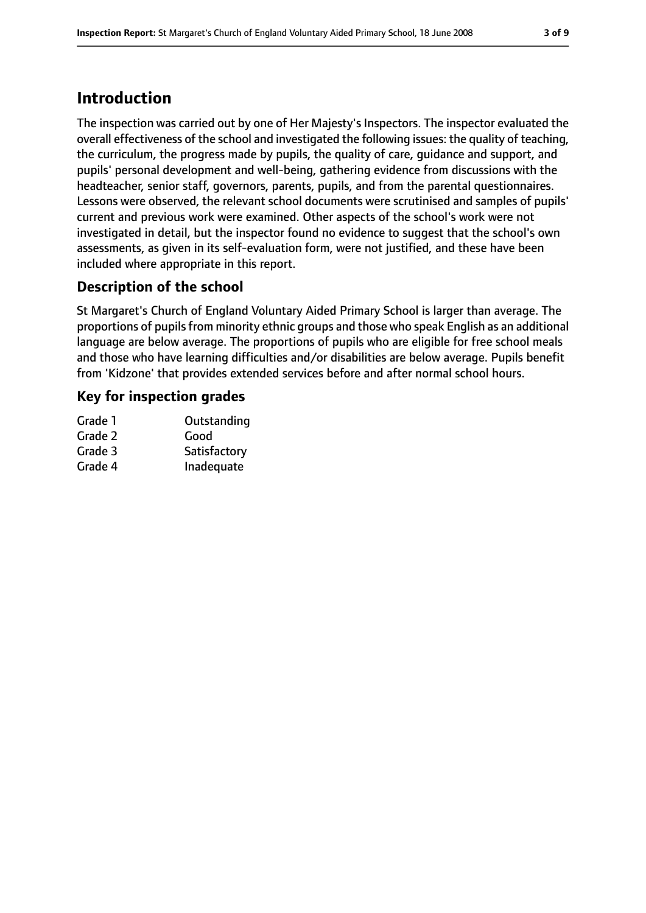# Introduction

The inspection was carried out by one of Her Majesty's Inspectors. The inspector evaluated the overall effectiveness of the school and investigated the following issues: the quality of teaching, the curriculum, the progress made by pupils, the quality of care, guidance and support, and pupils' personal development and well-being, gathering evidence from discussions with the headteacher, senior staff, governors, parents, pupils, and from the parental questionnaires. Lessons were observed, the relevant school documents were scrutinised and samples of pupils' current and previous work were examined. Other aspects of the school's work were not investigated in detail, but the inspector found no evidence to suggest that the school's own assessments, as given in its self-evaluation form, were not justified, and these have been included where appropriate in this report.

## Description of the school

St Margaret's Church of England Voluntary Aided Primary School is larger than average. The proportions of pupils from minority ethnic groups and those who speak English as an additional language are below average. The proportions of pupils who are eligible for free school meals and those who have learning difficulties and/or disabilities are below average. Pupils benefit from 'Kidzone' that provides extended services before and after normal school hours.

## Key for inspection grades

| | |
|---|---|
| Grade 1 | Outstanding |
| Grade 2 | Good |
| Grade 3 | Satisfactory |
| Grade 4 | Inadequate |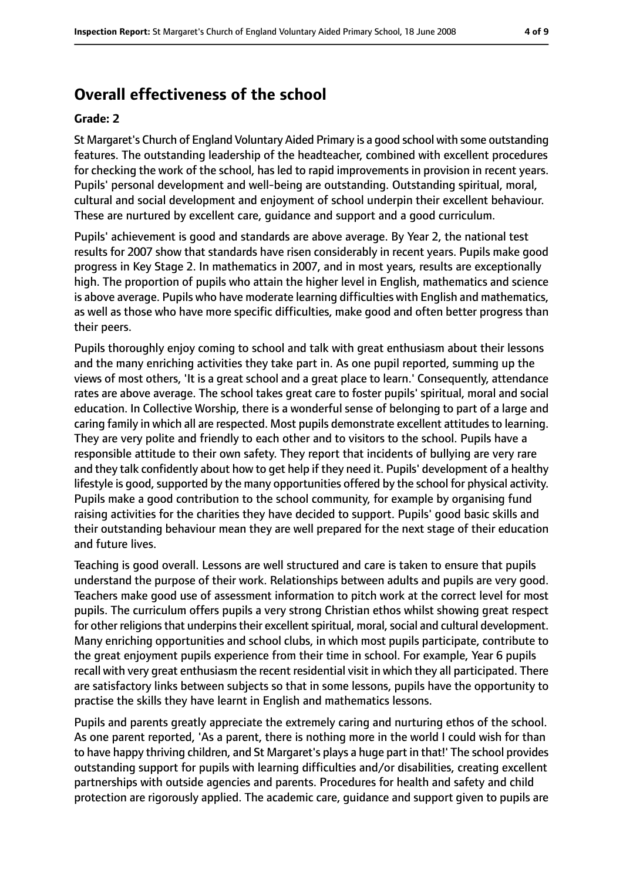## Overall effectiveness of the school

### Grade: 2

St Margaret's Church of England Voluntary Aided Primary is a good school with some outstanding features. The outstanding leadership of the headteacher, combined with excellent procedures for checking the work of the school, has led to rapid improvements in provision in recent years. Pupils' personal development and well-being are outstanding. Outstanding spiritual, moral, cultural and social development and enjoyment of school underpin their excellent behaviour. These are nurtured by excellent care, guidance and support and a good curriculum.

Pupils' achievement is good and standards are above average. By Year 2, the national test results for 2007 show that standards have risen considerably in recent years. Pupils make good progress in Key Stage 2. In mathematics in 2007, and in most years, results are exceptionally high. The proportion of pupils who attain the higher level in English, mathematics and science is above average. Pupils who have moderate learning difficulties with English and mathematics, as well as those who have more specific difficulties, make good and often better progress than their peers.

Pupils thoroughly enjoy coming to school and talk with great enthusiasm about their lessons and the many enriching activities they take part in. As one pupil reported, summing up the views of most others, 'It is a great school and a great place to learn.' Consequently, attendance rates are above average. The school takes great care to foster pupils' spiritual, moral and social education. In Collective Worship, there is a wonderful sense of belonging to part of a large and caring family in which all are respected. Most pupils demonstrate excellent attitudes to learning. They are very polite and friendly to each other and to visitors to the school. Pupils have a responsible attitude to their own safety. They report that incidents of bullying are very rare and they talk confidently about how to get help if they need it. Pupils' development of a healthy lifestyle is good, supported by the many opportunities offered by the school for physical activity. Pupils make a good contribution to the school community, for example by organising fund raising activities for the charities they have decided to support. Pupils' good basic skills and their outstanding behaviour mean they are well prepared for the next stage of their education and future lives.

Teaching is good overall. Lessons are well structured and care is taken to ensure that pupils understand the purpose of their work. Relationships between adults and pupils are very good. Teachers make good use of assessment information to pitch work at the correct level for most pupils. The curriculum offers pupils a very strong Christian ethos whilst showing great respect for other religions that underpins their excellent spiritual, moral, social and cultural development. Many enriching opportunities and school clubs, in which most pupils participate, contribute to the great enjoyment pupils experience from their time in school. For example, Year 6 pupils recall with very great enthusiasm the recent residential visit in which they all participated. There are satisfactory links between subjects so that in some lessons, pupils have the opportunity to practise the skills they have learnt in English and mathematics lessons.

Pupils and parents greatly appreciate the extremely caring and nurturing ethos of the school. As one parent reported, 'As a parent, there is nothing more in the world I could wish for than to have happy thriving children, and St Margaret's plays a huge part in that!' The school provides outstanding support for pupils with learning difficulties and/or disabilities, creating excellent partnerships with outside agencies and parents. Procedures for health and safety and child protection are rigorously applied. The academic care, guidance and support given to pupils are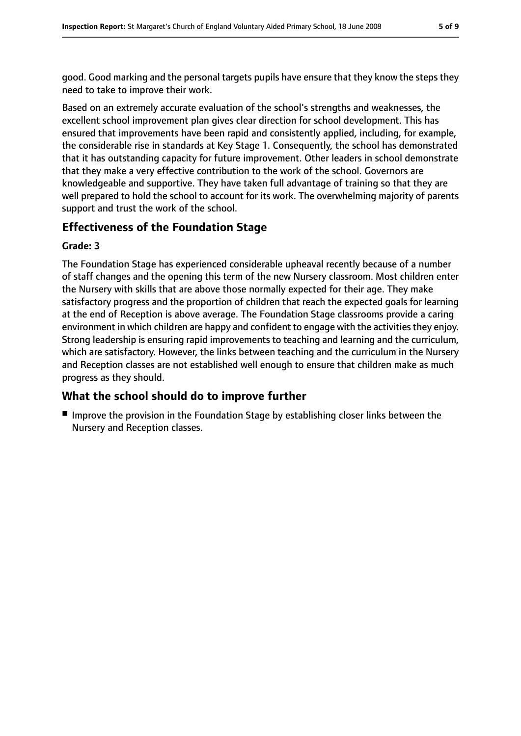good. Good marking and the personal targets pupils have ensure that they know the steps they need to take to improve their work.

Based on an extremely accurate evaluation of the school's strengths and weaknesses, the excellent school improvement plan gives clear direction for school development. This has ensured that improvements have been rapid and consistently applied, including, for example, the considerable rise in standards at Key Stage 1. Consequently, the school has demonstrated that it has outstanding capacity for future improvement. Other leaders in school demonstrate that they make a very effective contribution to the work of the school. Governors are knowledgeable and supportive. They have taken full advantage of training so that they are well prepared to hold the school to account for its work. The overwhelming majority of parents support and trust the work of the school.

## Effectiveness of the Foundation Stage

**Grade: 3**

The Foundation Stage has experienced considerable upheaval recently because of a number of staff changes and the opening this term of the new Nursery classroom. Most children enter the Nursery with skills that are above those normally expected for their age. They make satisfactory progress and the proportion of children that reach the expected goals for learning at the end of Reception is above average. The Foundation Stage classrooms provide a caring environment in which children are happy and confident to engage with the activities they enjoy. Strong leadership is ensuring rapid improvements to teaching and learning and the curriculum, which are satisfactory. However, the links between teaching and the curriculum in the Nursery and Reception classes are not established well enough to ensure that children make as much progress as they should.

## What the school should do to improve further

- Improve the provision in the Foundation Stage by establishing closer links between the Nursery and Reception classes.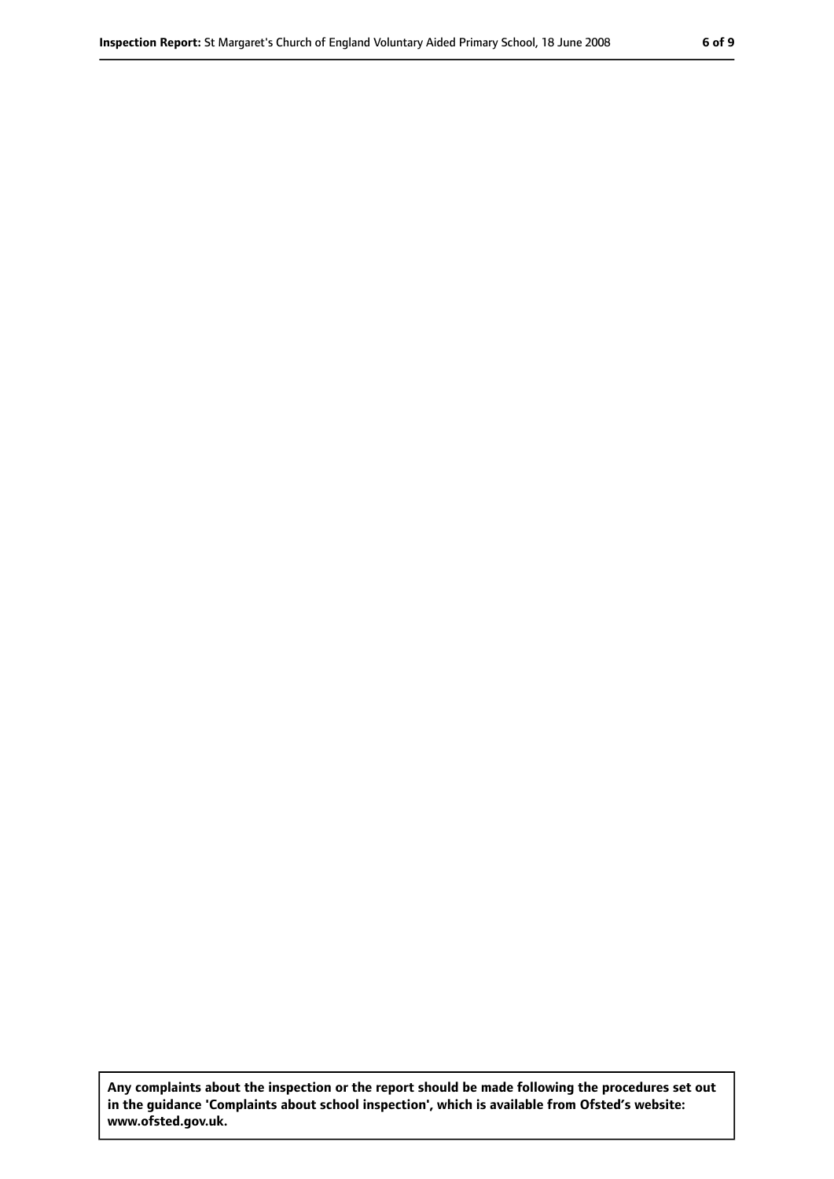**Any complaints about the inspection or the report should be made following the procedures set out in the guidance 'Complaints about school inspection', which is available from Ofsted's website: www.ofsted.gov.uk.**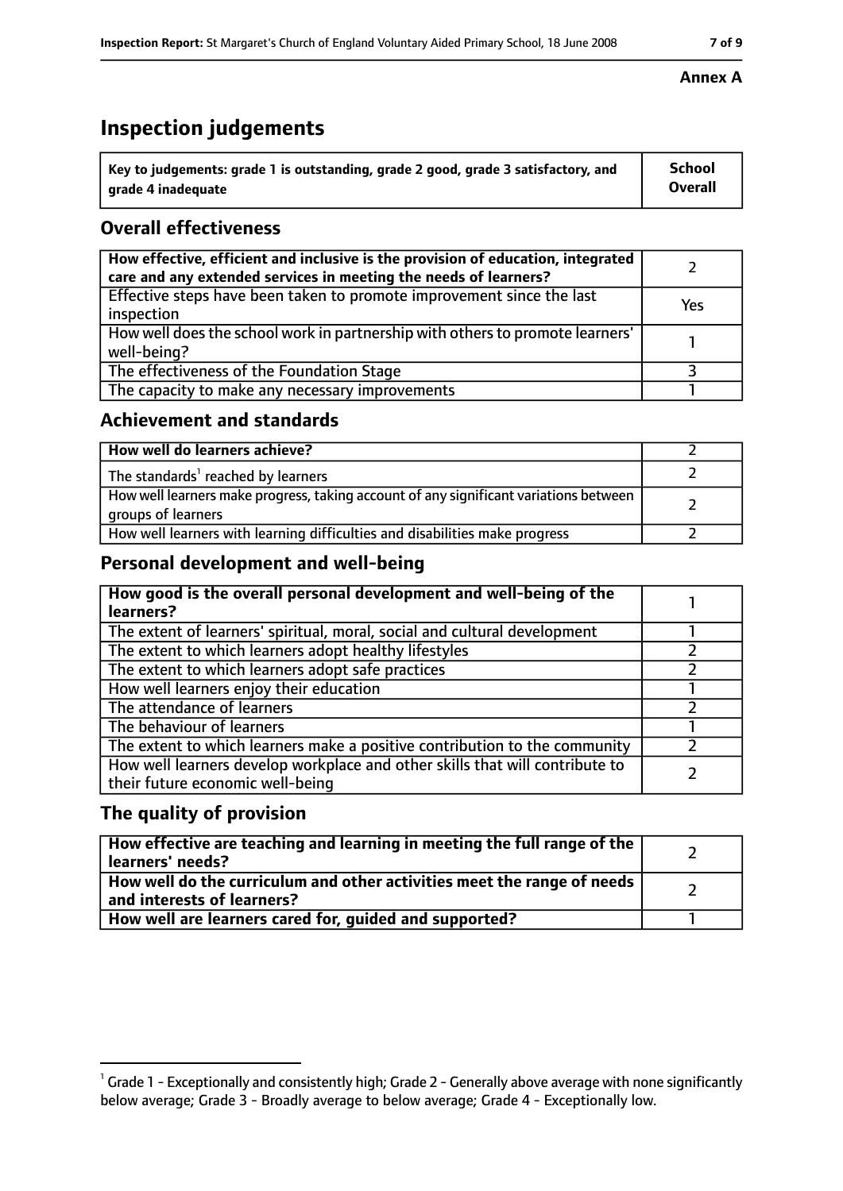**Annex A**

# Inspection judgements

| Key to judgements: grade 1 is outstanding, grade 2 good, grade 3 satisfactory, and grade 4 inadequate | School Overall |
|---|---|

## Overall effectiveness

| | |
|---|---|
| **How effective, efficient and inclusive is the provision of education, integrated care and any extended services in meeting the needs of learners?** | 2 |
| Effective steps have been taken to promote improvement since the last inspection | Yes |
| How well does the school work in partnership with others to promote learners' well-being? | 1 |
| The effectiveness of the Foundation Stage | 3 |
| The capacity to make any necessary improvements | 1 |

## Achievement and standards

| | |
|---|---|
| **How well do learners achieve?** | 2 |
| The standards[1] reached by learners | 2 |
| How well learners make progress, taking account of any significant variations between groups of learners | 2 |
| How well learners with learning difficulties and disabilities make progress | 2 |

## Personal development and well-being

| | |
|---|---|
| **How good is the overall personal development and well-being of the learners?** | 1 |
| The extent of learners' spiritual, moral, social and cultural development | 1 |
| The extent to which learners adopt healthy lifestyles | 2 |
| The extent to which learners adopt safe practices | 2 |
| How well learners enjoy their education | 1 |
| The attendance of learners | 2 |
| The behaviour of learners | 1 |
| The extent to which learners make a positive contribution to the community | 2 |
| How well learners develop workplace and other skills that will contribute to their future economic well-being | 2 |

## The quality of provision

| | |
|---|---|
| **How effective are teaching and learning in meeting the full range of the learners' needs?** | 2 |
| **How well do the curriculum and other activities meet the range of needs and interests of learners?** | 2 |
| **How well are learners cared for, guided and supported?** | 1 |

[1] Grade 1 - Exceptionally and consistently high; Grade 2 - Generally above average with none significantly below average; Grade 3 - Broadly average to below average; Grade 4 - Exceptionally low.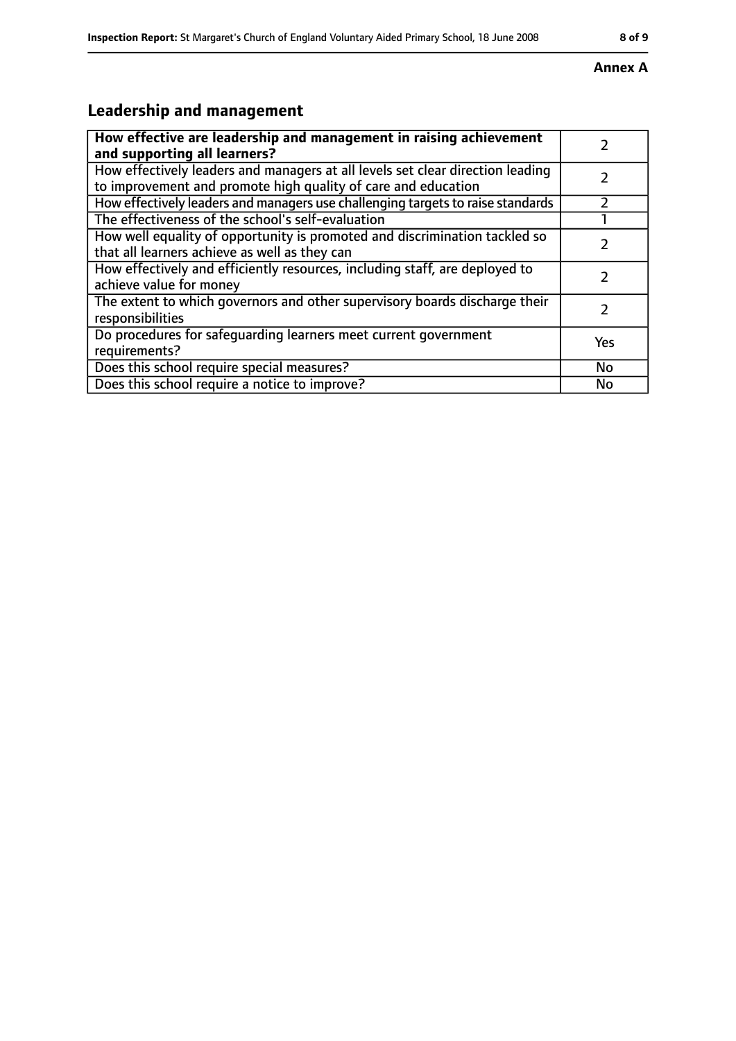**Annex A**

## Leadership and management

| **How effective are leadership and management in raising achievement and supporting all learners?** | 2 |
|---|---|
| How effectively leaders and managers at all levels set clear direction leading to improvement and promote high quality of care and education | 2 |
| How effectively leaders and managers use challenging targets to raise standards | 2 |
| The effectiveness of the school's self-evaluation | 1 |
| How well equality of opportunity is promoted and discrimination tackled so that all learners achieve as well as they can | 2 |
| How effectively and efficiently resources, including staff, are deployed to achieve value for money | 2 |
| The extent to which governors and other supervisory boards discharge their responsibilities | 2 |
| Do procedures for safeguarding learners meet current government requirements? | Yes |
| Does this school require special measures? | No |
| Does this school require a notice to improve? | No |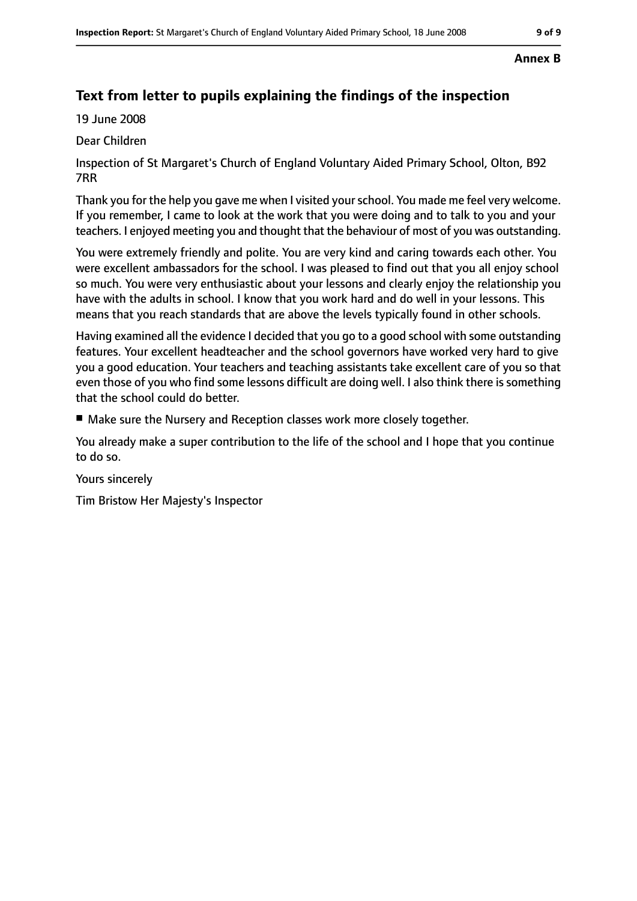**Annex B**

## Text from letter to pupils explaining the findings of the inspection

19 June 2008

Dear Children

Inspection of St Margaret's Church of England Voluntary Aided Primary School, Olton, B92 7RR

Thank you for the help you gave me when I visited your school. You made me feel very welcome. If you remember, I came to look at the work that you were doing and to talk to you and your teachers. I enjoyed meeting you and thought that the behaviour of most of you was outstanding.

You were extremely friendly and polite. You are very kind and caring towards each other. You were excellent ambassadors for the school. I was pleased to find out that you all enjoy school so much. You were very enthusiastic about your lessons and clearly enjoy the relationship you have with the adults in school. I know that you work hard and do well in your lessons. This means that you reach standards that are above the levels typically found in other schools.

Having examined all the evidence I decided that you go to a good school with some outstanding features. Your excellent headteacher and the school governors have worked very hard to give you a good education. Your teachers and teaching assistants take excellent care of you so that even those of you who find some lessons difficult are doing well. I also think there is something that the school could do better.

- Make sure the Nursery and Reception classes work more closely together.

You already make a super contribution to the life of the school and I hope that you continue to do so.

Yours sincerely

Tim Bristow Her Majesty's Inspector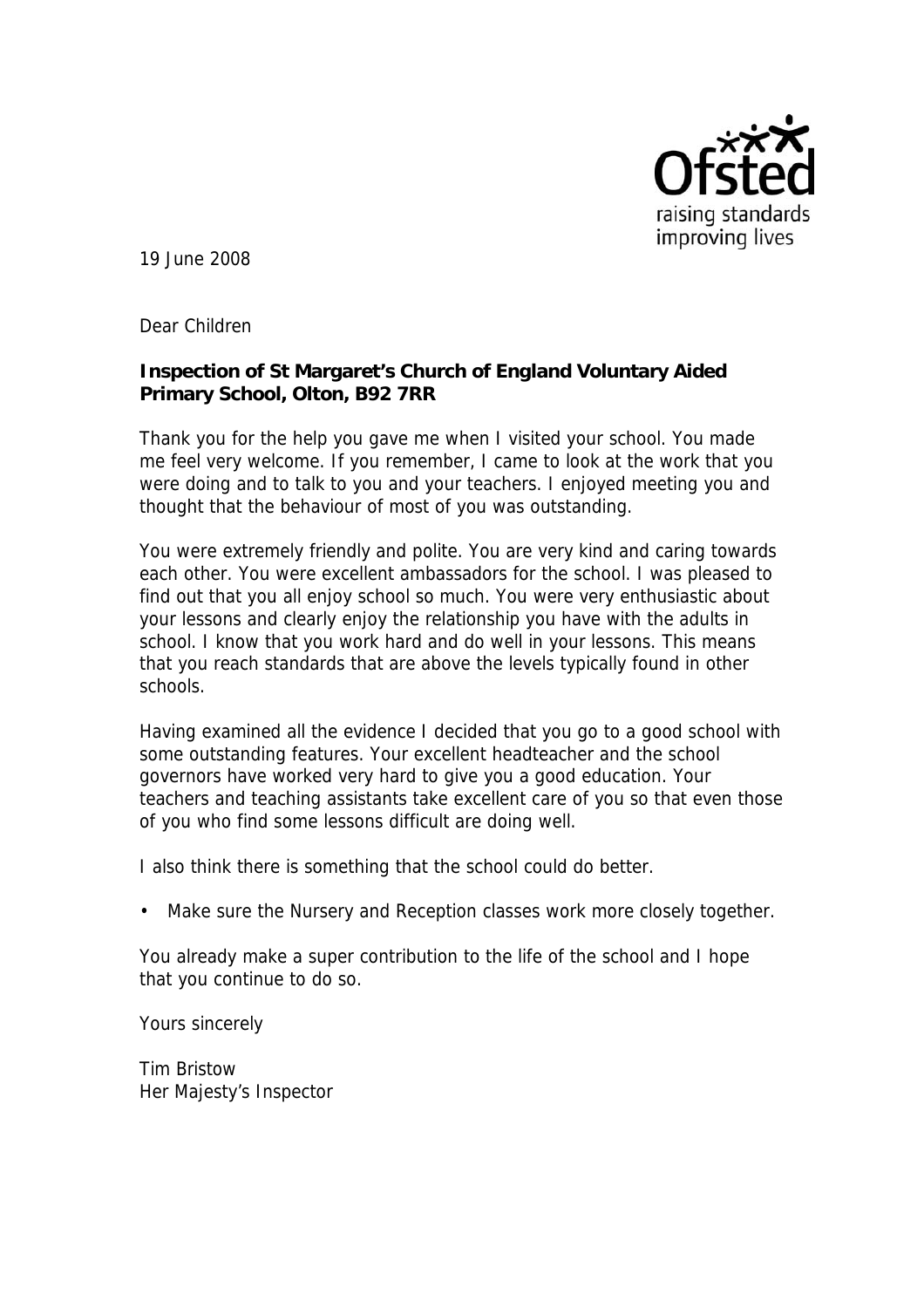Ofsted
raising standards
improving lives

19 June 2008

Dear Children

**Inspection of St Margaret's Church of England Voluntary Aided Primary School, Olton, B92 7RR**

Thank you for the help you gave me when I visited your school. You made me feel very welcome. If you remember, I came to look at the work that you were doing and to talk to you and your teachers. I enjoyed meeting you and thought that the behaviour of most of you was outstanding.

You were extremely friendly and polite. You are very kind and caring towards each other. You were excellent ambassadors for the school. I was pleased to find out that you all enjoy school so much. You were very enthusiastic about your lessons and clearly enjoy the relationship you have with the adults in school. I know that you work hard and do well in your lessons. This means that you reach standards that are above the levels typically found in other schools.

Having examined all the evidence I decided that you go to a good school with some outstanding features. Your excellent headteacher and the school governors have worked very hard to give you a good education. Your teachers and teaching assistants take excellent care of you so that even those of you who find some lessons difficult are doing well.

I also think there is something that the school could do better.

- Make sure the Nursery and Reception classes work more closely together.

You already make a super contribution to the life of the school and I hope that you continue to do so.

Yours sincerely

Tim Bristow
Her Majesty's Inspector